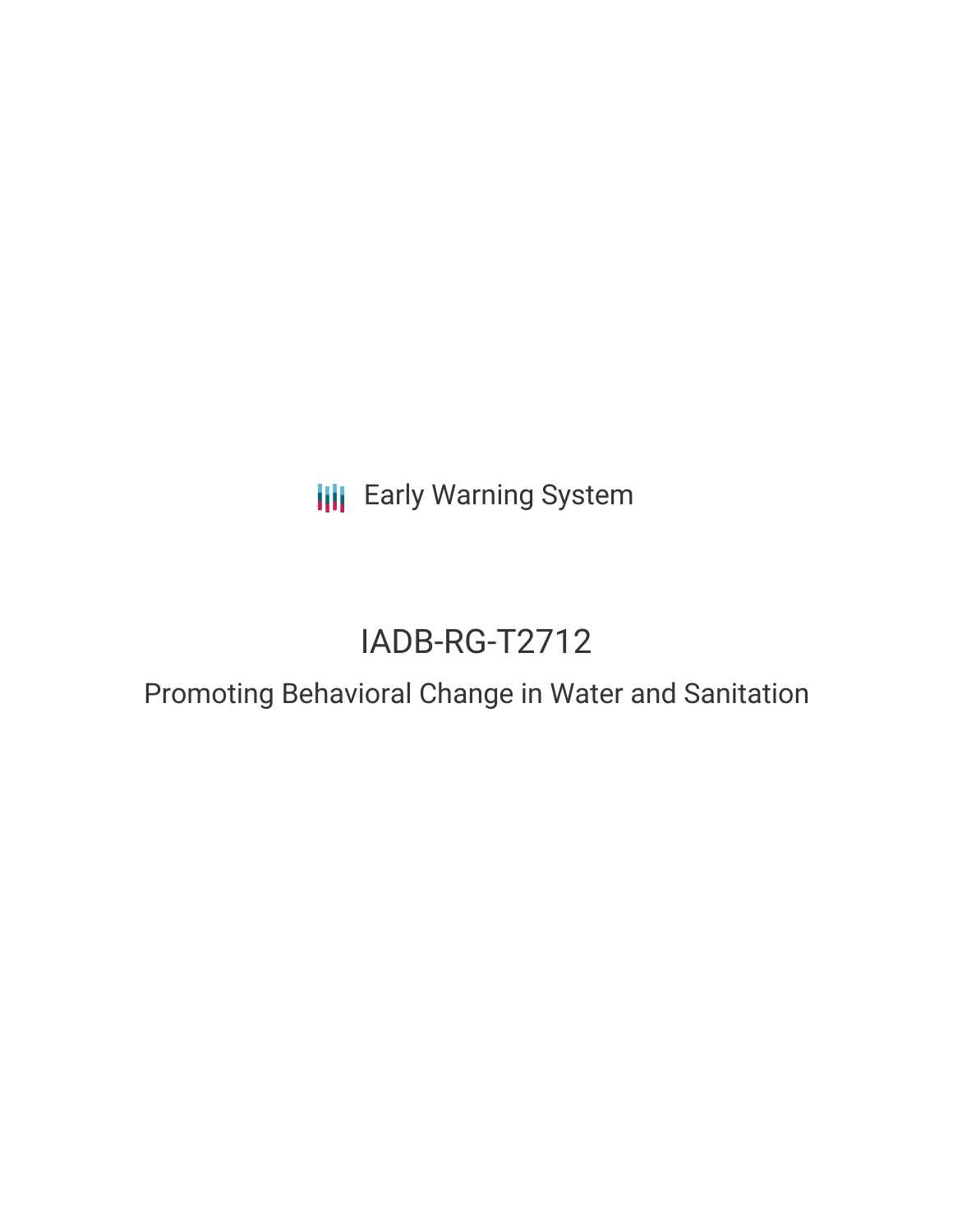Early Warning System

# IADB-RG-T2712

## Promoting Behavioral Change in Water and Sanitation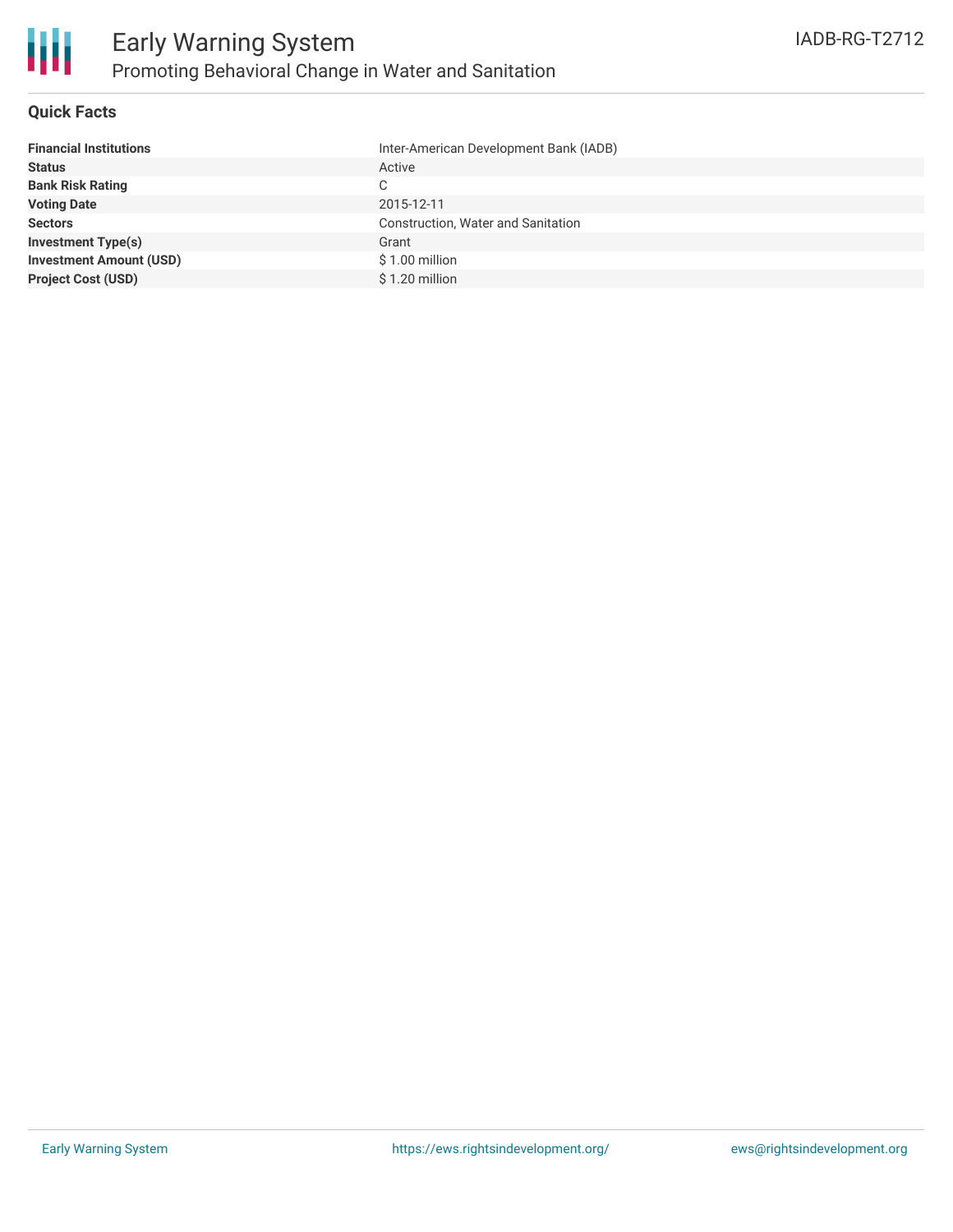# Early Warning System

## Promoting Behavioral Change in Water and Sanitation

IADB-RG-T2712

### Quick Facts

| | |
|---|---|
| **Financial Institutions** | Inter-American Development Bank (IADB) |
| **Status** | Active |
| **Bank Risk Rating** | C |
| **Voting Date** | 2015-12-11 |
| **Sectors** | Construction, Water and Sanitation |
| **Investment Type(s)** | Grant |
| **Investment Amount (USD)** | $ 1.00 million |
| **Project Cost (USD)** | $ 1.20 million |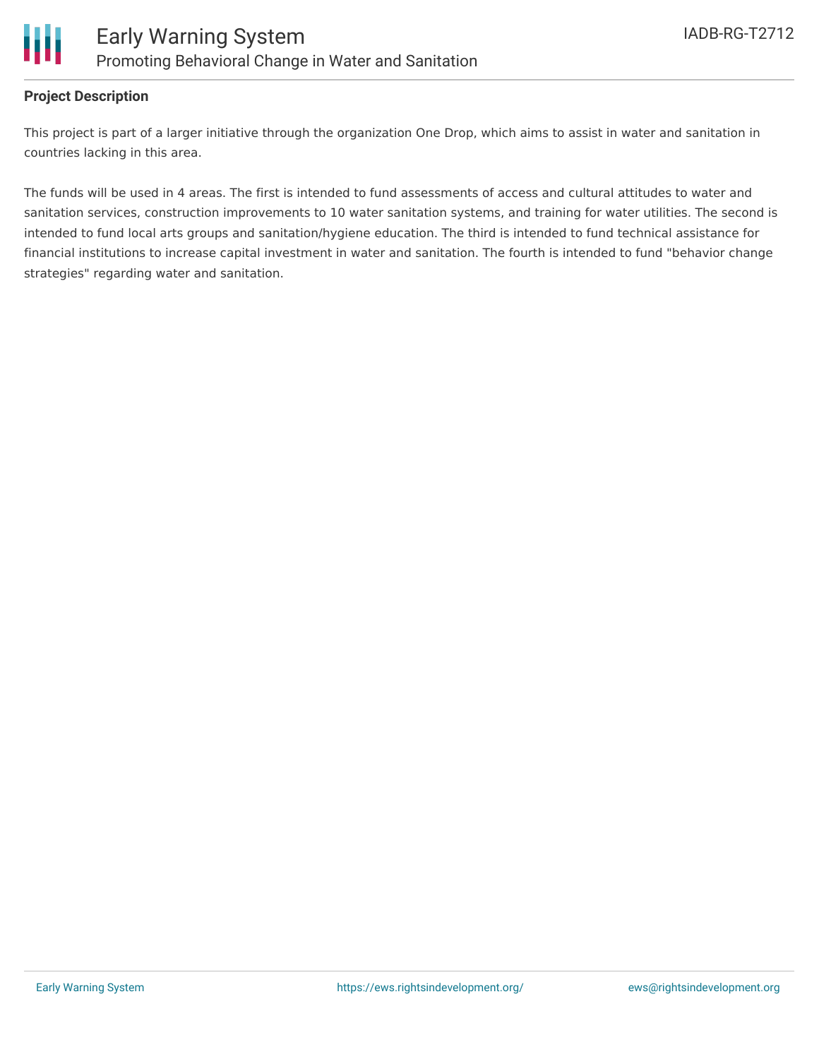**Project Description**

This project is part of a larger initiative through the organization One Drop, which aims to assist in water and sanitation in countries lacking in this area.

The funds will be used in 4 areas. The first is intended to fund assessments of access and cultural attitudes to water and sanitation services, construction improvements to 10 water sanitation systems, and training for water utilities. The second is intended to fund local arts groups and sanitation/hygiene education. The third is intended to fund technical assistance for financial institutions to increase capital investment in water and sanitation. The fourth is intended to fund "behavior change strategies" regarding water and sanitation.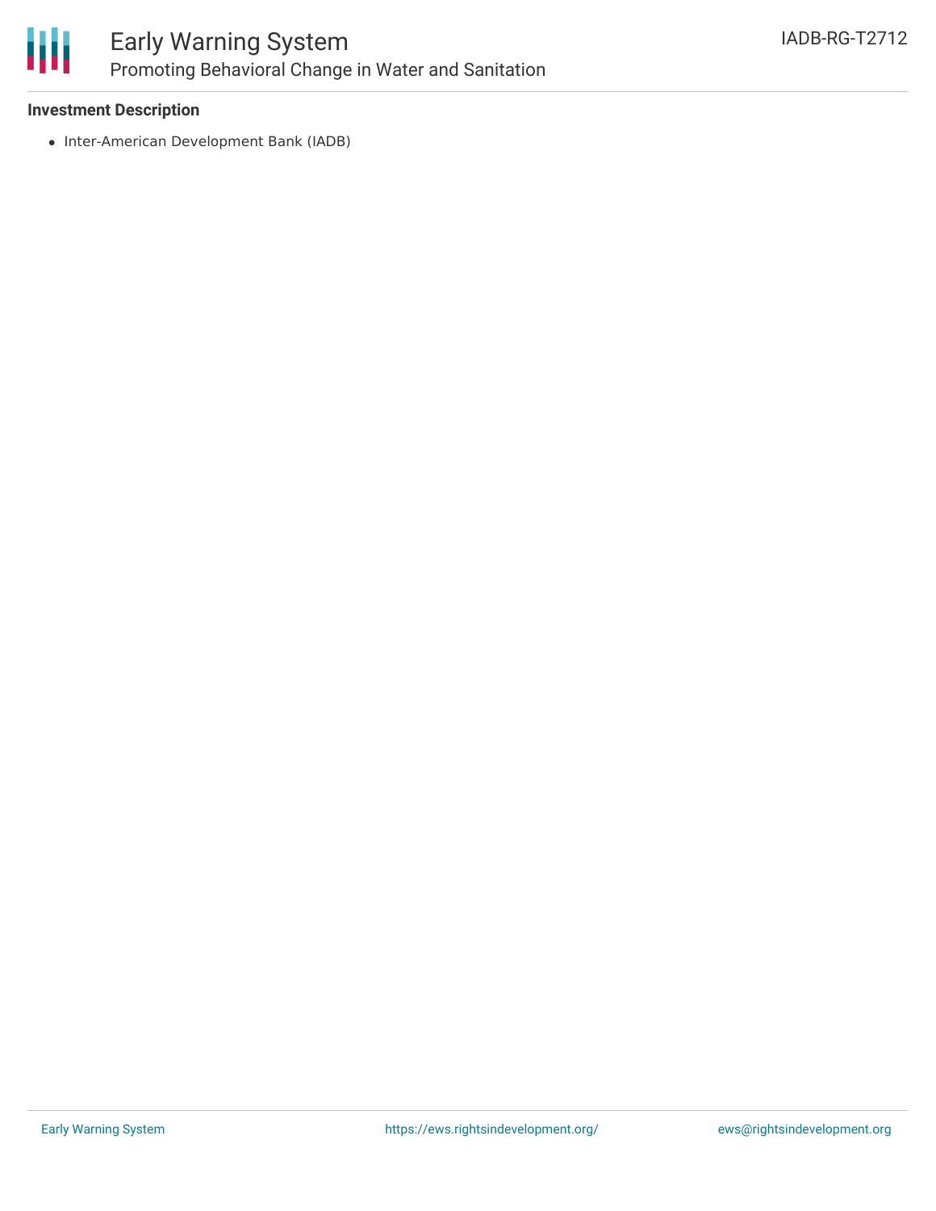**Investment Description**

- Inter-American Development Bank (IADB)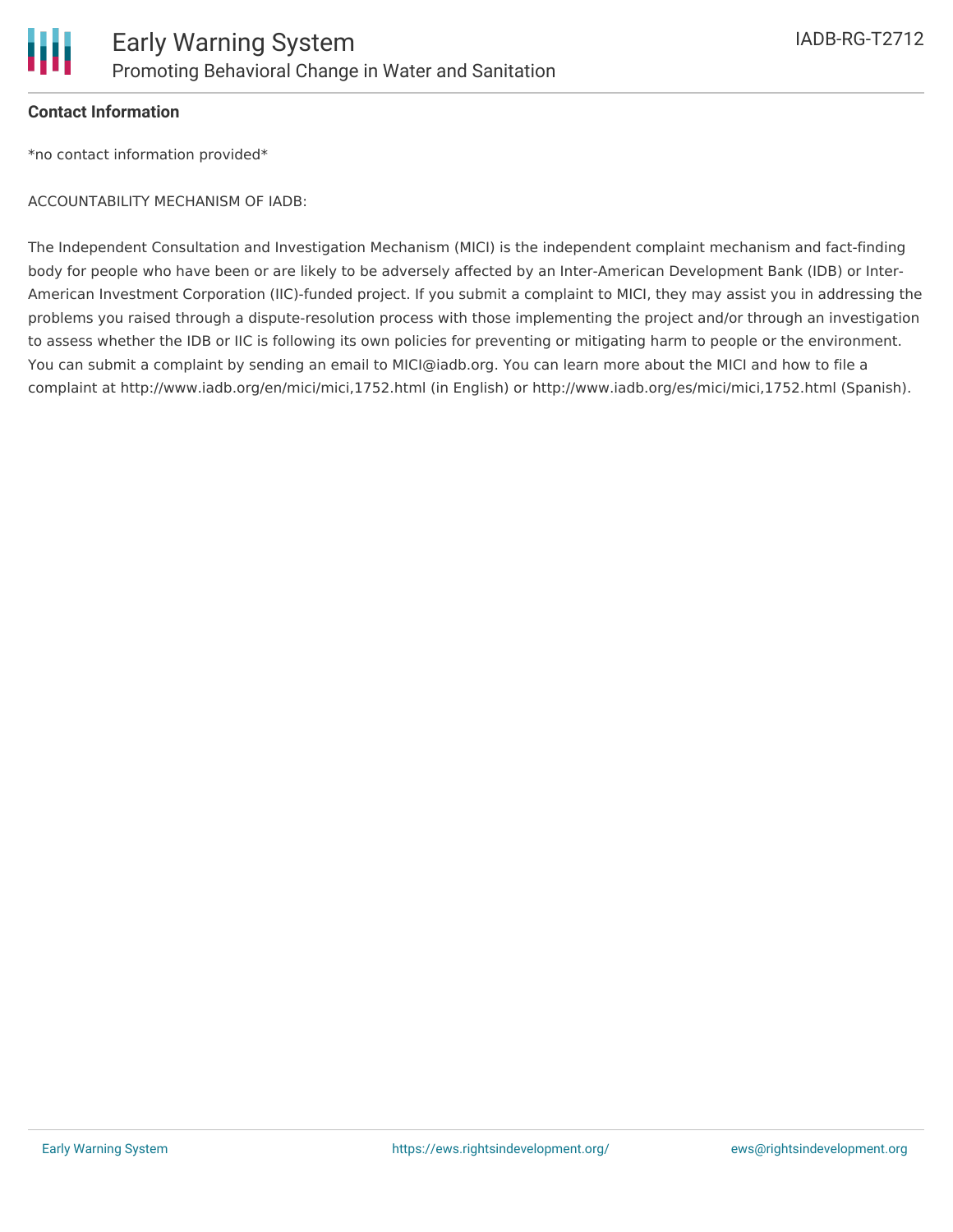**Contact Information**

*no contact information provided*

ACCOUNTABILITY MECHANISM OF IADB:

The Independent Consultation and Investigation Mechanism (MICI) is the independent complaint mechanism and fact-finding body for people who have been or are likely to be adversely affected by an Inter-American Development Bank (IDB) or Inter-American Investment Corporation (IIC)-funded project. If you submit a complaint to MICI, they may assist you in addressing the problems you raised through a dispute-resolution process with those implementing the project and/or through an investigation to assess whether the IDB or IIC is following its own policies for preventing or mitigating harm to people or the environment. You can submit a complaint by sending an email to MICI@iadb.org. You can learn more about the MICI and how to file a complaint at http://www.iadb.org/en/mici/mici,1752.html (in English) or http://www.iadb.org/es/mici/mici,1752.html (Spanish).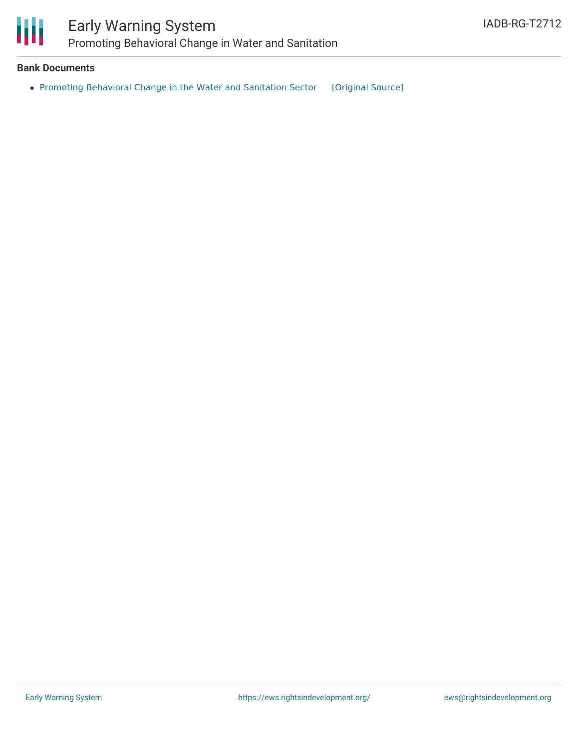**Bank Documents**

- Promoting Behavioral Change in the Water and Sanitation Sector [Original Source]